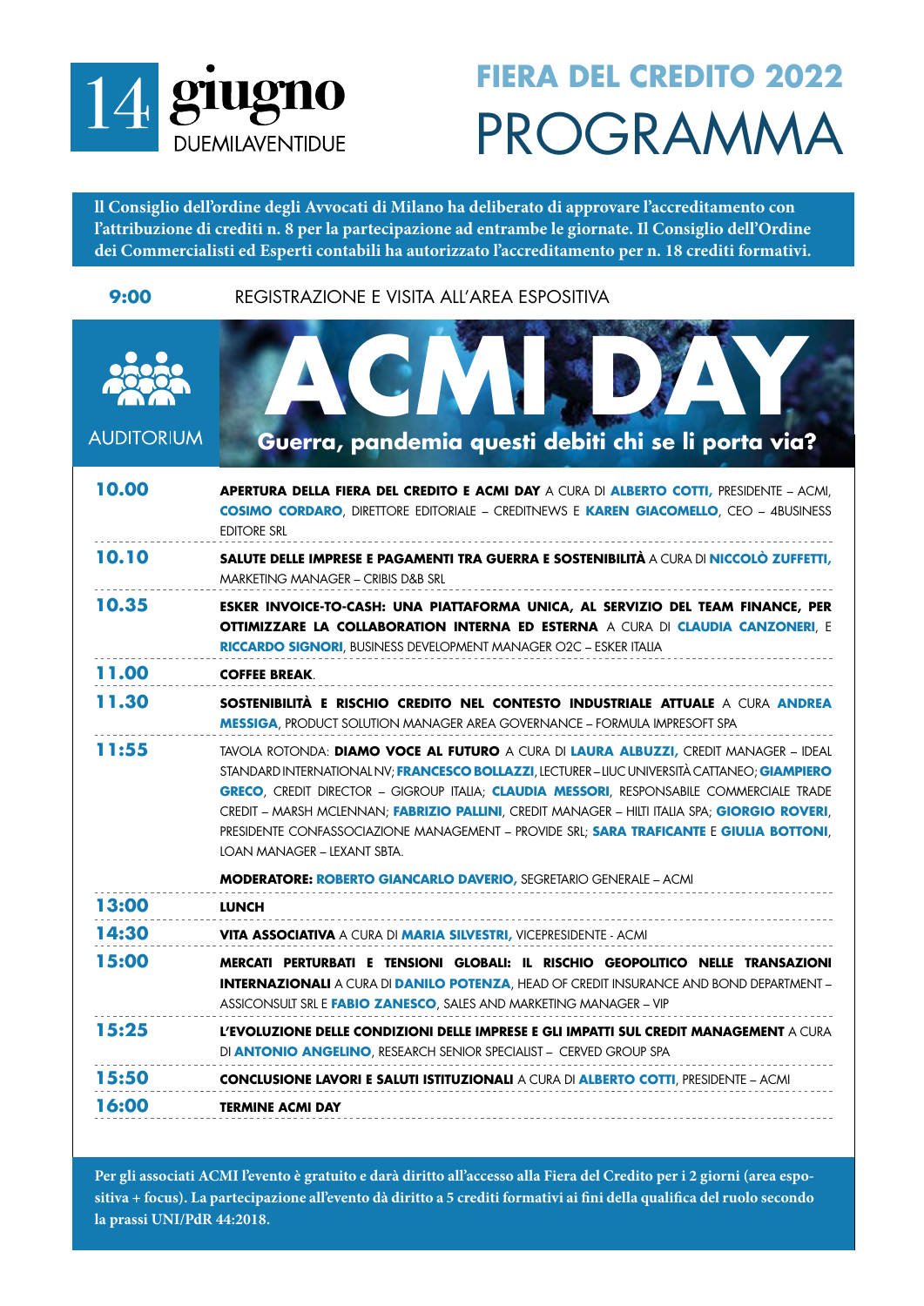# 14 giugno DUEMILAVENTIDUE

# FIERA DEL CREDITO 2022
# PROGRAMMA

**Il Consiglio dell'ordine degli Avvocati di Milano ha deliberato di approvare l'accreditamento con l'attribuzione di crediti n. 8 per la partecipazione ad entrambe le giornate. Il Consiglio dell'Ordine dei Commercialisti ed Esperti contabili ha autorizzato l'accreditamento per n. 18 crediti formativi.**

**9:00** REGISTRAZIONE E VISITA ALL'AREA ESPOSITIVA

AUDITORIUM

## ACMI DAY

### Guerra, pandemia questi debiti chi se li porta via?

| Ora | Programma |
|---|---|
| **10.00** | **APERTURA DELLA FIERA DEL CREDITO E ACMI DAY** A CURA DI **ALBERTO COTTI,** PRESIDENTE – ACMI, **COSIMO CORDARO**, DIRETTORE EDITORIALE – CREDITNEWS E **KAREN GIACOMELLO**, CEO – 4BUSINESS EDITORE SRL |
| **10.10** | **SALUTE DELLE IMPRESE E PAGAMENTI TRA GUERRA E SOSTENIBILITÀ** A CURA DI **NICCOLÒ ZUFFETTI,** MARKETING MANAGER – CRIBIS D&B SRL |
| **10.35** | **ESKER INVOICE-TO-CASH: UNA PIATTAFORMA UNICA, AL SERVIZIO DEL TEAM FINANCE, PER OTTIMIZZARE LA COLLABORATION INTERNA ED ESTERNA** A CURA DI **CLAUDIA CANZONERI**, E **RICCARDO SIGNORI**, BUSINESS DEVELOPMENT MANAGER O2C – ESKER ITALIA |
| **11.00** | **COFFEE BREAK**. |
| **11.30** | **SOSTENIBILITÀ E RISCHIO CREDITO NEL CONTESTO INDUSTRIALE ATTUALE** A CURA **ANDREA MESSIGA**, PRODUCT SOLUTION MANAGER AREA GOVERNANCE – FORMULA IMPRESOFT SPA |
| **11:55** | TAVOLA ROTONDA: **DIAMO VOCE AL FUTURO** A CURA DI **LAURA ALBUZZI,** CREDIT MANAGER – IDEAL STANDARD INTERNATIONAL NV; **FRANCESCO BOLLAZZI**, LECTURER – LIUC UNIVERSITÀ CATTANEO; **GIAMPIERO GRECO**, CREDIT DIRECTOR – GIGROUP ITALIA; **CLAUDIA MESSORI**, RESPONSABILE COMMERCIALE TRADE CREDIT – MARSH MCLENNAN; **FABRIZIO PALLINI**, CREDIT MANAGER – HILTI ITALIA SPA; **GIORGIO ROVERI**, PRESIDENTE CONFASSOCIAZIONE MANAGEMENT – PROVIDE SRL; **SARA TRAFICANTE** E **GIULIA BOTTONI**, LOAN MANAGER – LEXANT SBTA.<br><br>**MODERATORE: ROBERTO GIANCARLO DAVERIO,** SEGRETARIO GENERALE – ACMI |
| **13:00** | **LUNCH** |
| **14:30** | **VITA ASSOCIATIVA** A CURA DI **MARIA SILVESTRI,** VICEPRESIDENTE - ACMI |
| **15:00** | **MERCATI PERTURBATI E TENSIONI GLOBALI: IL RISCHIO GEOPOLITICO NELLE TRANSAZIONI INTERNAZIONALI** A CURA DI **DANILO POTENZA**, HEAD OF CREDIT INSURANCE AND BOND DEPARTMENT – ASSICONSULT SRL E **FABIO ZANESCO**, SALES AND MARKETING MANAGER – VIP |
| **15:25** | **L'EVOLUZIONE DELLE CONDIZIONI DELLE IMPRESE E GLI IMPATTI SUL CREDIT MANAGEMENT** A CURA DI **ANTONIO ANGELINO**, RESEARCH SENIOR SPECIALIST – CERVED GROUP SPA |
| **15:50** | **CONCLUSIONE LAVORI E SALUTI ISTITUZIONALI** A CURA DI **ALBERTO COTTI**, PRESIDENTE – ACMI |
| **16:00** | **TERMINE ACMI DAY** |

**Per gli associati ACMI l'evento è gratuito e darà diritto all'accesso alla Fiera del Credito per i 2 giorni (area espositiva + focus). La partecipazione all'evento dà diritto a 5 crediti formativi ai fini della qualifica del ruolo secondo la prassi UNI/PdR 44:2018.**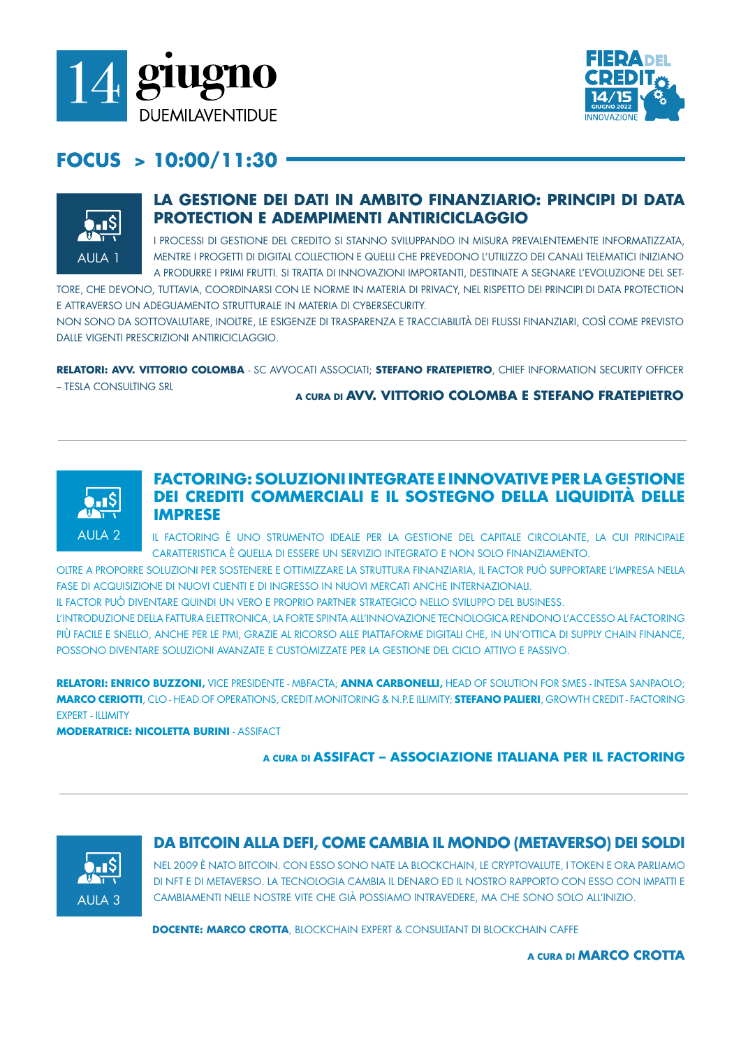# FOCUS > 10:00/11:30

AULA 1

## LA GESTIONE DEI DATI IN AMBITO FINANZIARIO: PRINCIPI DI DATA PROTECTION E ADEMPIMENTI ANTIRICICLAGGIO

I PROCESSI DI GESTIONE DEL CREDITO SI STANNO SVILUPPANDO IN MISURA PREVALENTEMENTE INFORMATIZZATA, MENTRE I PROGETTI DI DIGITAL COLLECTION E QUELLI CHE PREVEDONO L'UTILIZZO DEI CANALI TELEMATICI INIZIANO A PRODURRE I PRIMI FRUTTI. SI TRATTA DI INNOVAZIONI IMPORTANTI, DESTINATE A SEGNARE L'EVOLUZIONE DEL SETTORE, CHE DEVONO, TUTTAVIA, COORDINARSI CON LE NORME IN MATERIA DI PRIVACY, NEL RISPETTO DEI PRINCIPI DI DATA PROTECTION E ATTRAVERSO UN ADEGUAMENTO STRUTTURALE IN MATERIA DI CYBERSECURITY.

NON SONO DA SOTTOVALUTARE, INOLTRE, LE ESIGENZE DI TRASPARENZA E TRACCIABILITÀ DEI FLUSSI FINANZIARI, COSÌ COME PREVISTO DALLE VIGENTI PRESCRIZIONI ANTIRICICLAGGIO.

**RELATORI: AVV. VITTORIO COLOMBA** - SC AVVOCATI ASSOCIATI; **STEFANO FRATEPIETRO**, CHIEF INFORMATION SECURITY OFFICER – TESLA CONSULTING SRL

**A CURA DI AVV. VITTORIO COLOMBA E STEFANO FRATEPIETRO**

---

AULA 2

## FACTORING: SOLUZIONI INTEGRATE E INNOVATIVE PER LA GESTIONE DEI CREDITI COMMERCIALI E IL SOSTEGNO DELLA LIQUIDITÀ DELLE IMPRESE

IL FACTORING È UNO STRUMENTO IDEALE PER LA GESTIONE DEL CAPITALE CIRCOLANTE, LA CUI PRINCIPALE CARATTERISTICA È QUELLA DI ESSERE UN SERVIZIO INTEGRATO E NON SOLO FINANZIAMENTO.

OLTRE A PROPORRE SOLUZIONI PER SOSTENERE E OTTIMIZZARE LA STRUTTURA FINANZIARIA, IL FACTOR PUÒ SUPPORTARE L'IMPRESA NELLA FASE DI ACQUISIZIONE DI NUOVI CLIENTI E DI INGRESSO IN NUOVI MERCATI ANCHE INTERNAZIONALI.

IL FACTOR PUÒ DIVENTARE QUINDI UN VERO E PROPRIO PARTNER STRATEGICO NELLO SVILUPPO DEL BUSINESS.

L'INTRODUZIONE DELLA FATTURA ELETTRONICA, LA FORTE SPINTA ALL'INNOVAZIONE TECNOLOGICA RENDONO L'ACCESSO AL FACTORING PIÙ FACILE E SNELLO, ANCHE PER LE PMI, GRAZIE AL RICORSO ALLE PIATTAFORME DIGITALI CHE, IN UN'OTTICA DI SUPPLY CHAIN FINANCE, POSSONO DIVENTARE SOLUZIONI AVANZATE E CUSTOMIZZATE PER LA GESTIONE DEL CICLO ATTIVO E PASSIVO.

**RELATORI: ENRICO BUZZONI,** VICE PRESIDENTE - MBFACTA; **ANNA CARBONELLI,** HEAD OF SOLUTION FOR SMES - INTESA SANPAOLO; **MARCO CERIOTTI**, CLO - HEAD OF OPERATIONS, CREDIT MONITORING & N.P.E ILLIMITY; **STEFANO PALIERI**, GROWTH CREDIT - FACTORING EXPERT - ILLIMITY

**MODERATRICE: NICOLETTA BURINI** - ASSIFACT

**A CURA DI ASSIFACT – ASSOCIAZIONE ITALIANA PER IL FACTORING**

---

AULA 3

## DA BITCOIN ALLA DEFI, COME CAMBIA IL MONDO (METAVERSO) DEI SOLDI

NEL 2009 È NATO BITCOIN. CON ESSO SONO NATE LA BLOCKCHAIN, LE CRYPTOVALUTE, I TOKEN E ORA PARLIAMO DI NFT E DI METAVERSO. LA TECNOLOGIA CAMBIA IL DENARO ED IL NOSTRO RAPPORTO CON ESSO CON IMPATTI E CAMBIAMENTI NELLE NOSTRE VITE CHE GIÀ POSSIAMO INTRAVEDERE, MA CHE SONO SOLO ALL'INIZIO.

**DOCENTE: MARCO CROTTA**, BLOCKCHAIN EXPERT & CONSULTANT DI BLOCKCHAIN CAFFE

**A CURA DI MARCO CROTTA**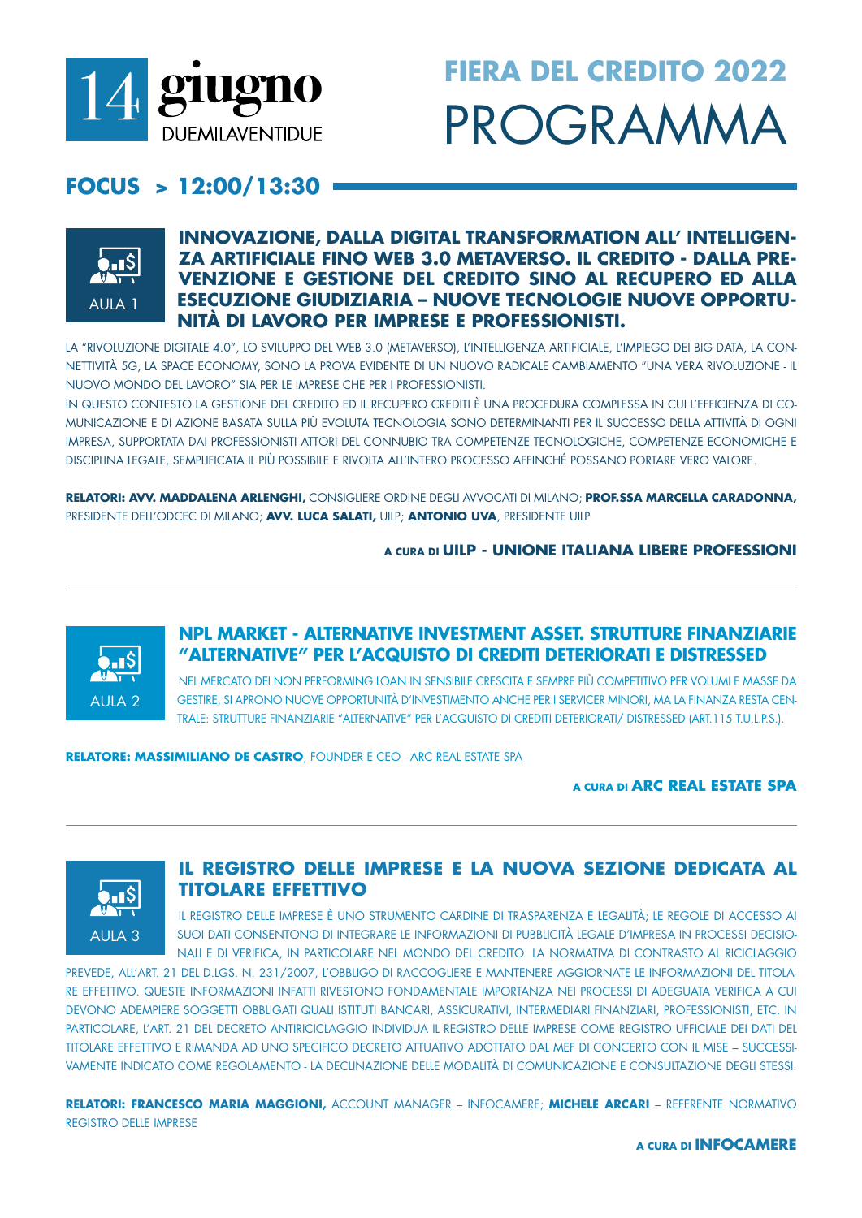# 14 giugno DUEMILAVENTIDUE

# FIERA DEL CREDITO 2022 PROGRAMMA

## FOCUS > 12:00/13:30

AULA 1

### INNOVAZIONE, DALLA DIGITAL TRANSFORMATION ALL' INTELLIGENZA ARTIFICIALE FINO WEB 3.0 METAVERSO. IL CREDITO - DALLA PREVENZIONE E GESTIONE DEL CREDITO SINO AL RECUPERO ED ALLA ESECUZIONE GIUDIZIARIA – NUOVE TECNOLOGIE NUOVE OPPORTUNITÀ DI LAVORO PER IMPRESE E PROFESSIONISTI.

LA "RIVOLUZIONE DIGITALE 4.0", LO SVILUPPO DEL WEB 3.0 (METAVERSO), L'INTELLIGENZA ARTIFICIALE, L'IMPIEGO DEI BIG DATA, LA CONNETTIVITÀ 5G, LA SPACE ECONOMY, SONO LA PROVA EVIDENTE DI UN NUOVO RADICALE CAMBIAMENTO "UNA VERA RIVOLUZIONE - IL NUOVO MONDO DEL LAVORO" SIA PER LE IMPRESE CHE PER I PROFESSIONISTI.

IN QUESTO CONTESTO LA GESTIONE DEL CREDITO ED IL RECUPERO CREDITI È UNA PROCEDURA COMPLESSA IN CUI L'EFFICIENZA DI COMUNICAZIONE E DI AZIONE BASATA SULLA PIÙ EVOLUTA TECNOLOGIA SONO DETERMINANTI PER IL SUCCESSO DELLA ATTIVITÀ DI OGNI IMPRESA, SUPPORTATA DAI PROFESSIONISTI ATTORI DEL CONNUBIO TRA COMPETENZE TECNOLOGICHE, COMPETENZE ECONOMICHE E DISCIPLINA LEGALE, SEMPLIFICATA IL PIÙ POSSIBILE E RIVOLTA ALL'INTERO PROCESSO AFFINCHÉ POSSANO PORTARE VERO VALORE.

**RELATORI: AVV. MADDALENA ARLENGHI,** CONSIGLIERE ORDINE DEGLI AVVOCATI DI MILANO; **PROF.SSA MARCELLA CARADONNA,** PRESIDENTE DELL'ODCEC DI MILANO; **AVV. LUCA SALATI,** UILP; **ANTONIO UVA**, PRESIDENTE UILP

**A CURA DI UILP - UNIONE ITALIANA LIBERE PROFESSIONI**

---

AULA 2

### NPL MARKET - ALTERNATIVE INVESTMENT ASSET. STRUTTURE FINANZIARIE "ALTERNATIVE" PER L'ACQUISTO DI CREDITI DETERIORATI E DISTRESSED

NEL MERCATO DEI NON PERFORMING LOAN IN SENSIBILE CRESCITA E SEMPRE PIÙ COMPETITIVO PER VOLUMI E MASSE DA GESTIRE, SI APRONO NUOVE OPPORTUNITÀ D'INVESTIMENTO ANCHE PER I SERVICER MINORI, MA LA FINANZA RESTA CENTRALE: STRUTTURE FINANZIARIE "ALTERNATIVE" PER L'ACQUISTO DI CREDITI DETERIORATI/ DISTRESSED (ART.115 T.U.L.P.S.).

**RELATORE: MASSIMILIANO DE CASTRO**, FOUNDER E CEO - ARC REAL ESTATE SPA

**A CURA DI ARC REAL ESTATE SPA**

---

AULA 3

### IL REGISTRO DELLE IMPRESE E LA NUOVA SEZIONE DEDICATA AL TITOLARE EFFETTIVO

IL REGISTRO DELLE IMPRESE È UNO STRUMENTO CARDINE DI TRASPARENZA E LEGALITÀ; LE REGOLE DI ACCESSO AI SUOI DATI CONSENTONO DI INTEGRARE LE INFORMAZIONI DI PUBBLICITÀ LEGALE D'IMPRESA IN PROCESSI DECISIONALI E DI VERIFICA, IN PARTICOLARE NEL MONDO DEL CREDITO. LA NORMATIVA DI CONTRASTO AL RICICLAGGIO PREVEDE, ALL'ART. 21 DEL D.LGS. N. 231/2007, L'OBBLIGO DI RACCOGLIERE E MANTENERE AGGIORNATE LE INFORMAZIONI DEL TITOLARE EFFETTIVO. QUESTE INFORMAZIONI INFATTI RIVESTONO FONDAMENTALE IMPORTANZA NEI PROCESSI DI ADEGUATA VERIFICA A CUI DEVONO ADEMPIERE SOGGETTI OBBLIGATI QUALI ISTITUTI BANCARI, ASSICURATIVI, INTERMEDIARI FINANZIARI, PROFESSIONISTI, ETC. IN PARTICOLARE, L'ART. 21 DEL DECRETO ANTIRICICLAGGIO INDIVIDUA IL REGISTRO DELLE IMPRESE COME REGISTRO UFFICIALE DEI DATI DEL TITOLARE EFFETTIVO E RIMANDA AD UNO SPECIFICO DECRETO ATTUATIVO ADOTTATO DAL MEF DI CONCERTO CON IL MISE – SUCCESSIVAMENTE INDICATO COME REGOLAMENTO - LA DECLINAZIONE DELLE MODALITÀ DI COMUNICAZIONE E CONSULTAZIONE DEGLI STESSI.

**RELATORI: FRANCESCO MARIA MAGGIONI,** ACCOUNT MANAGER – INFOCAMERE; **MICHELE ARCARI** – REFERENTE NORMATIVO REGISTRO DELLE IMPRESE

**A CURA DI INFOCAMERE**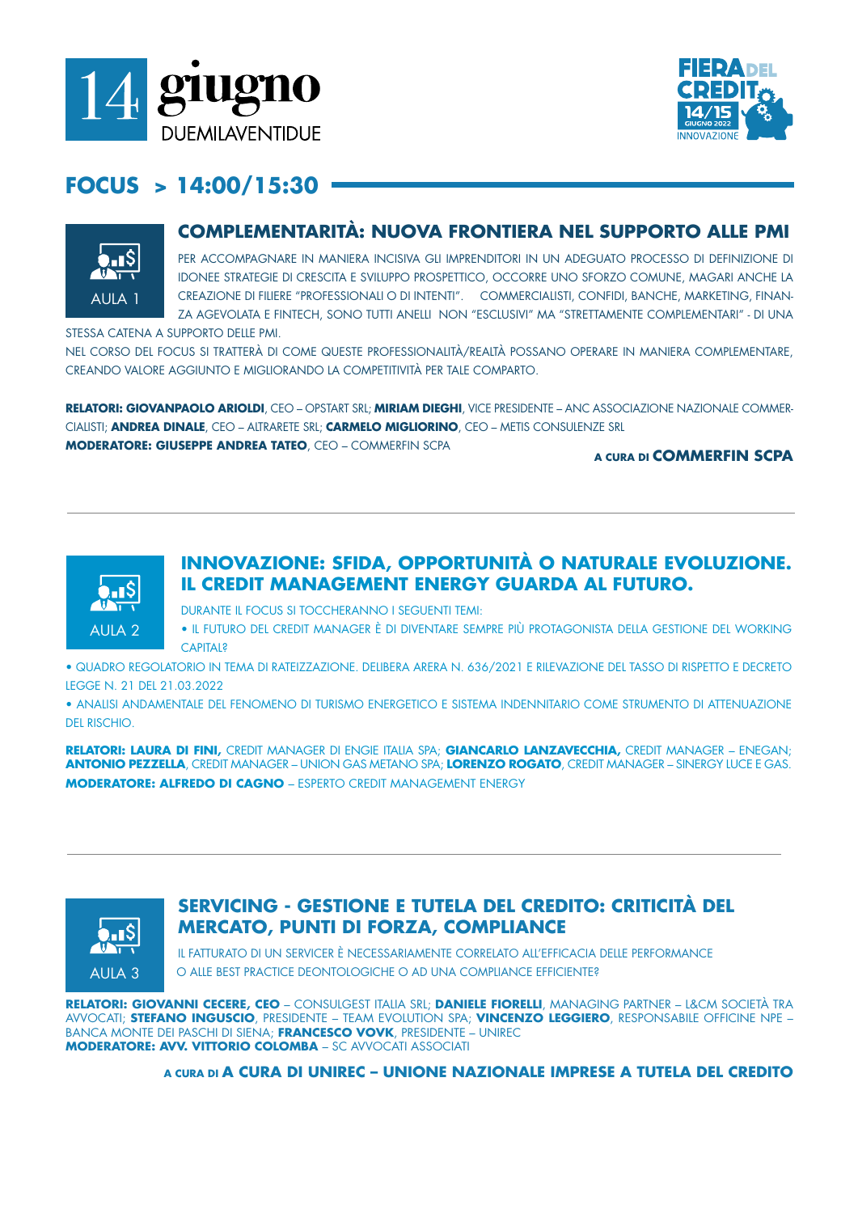# 14 giugno DUEMILAVENTIDUE

FIERA DEL CREDITO 14/15 GIUGNO 2022 INNOVAZIONE

## FOCUS > 14:00/15:30

AULA 1

### COMPLEMENTARITÀ: NUOVA FRONTIERA NEL SUPPORTO ALLE PMI

PER ACCOMPAGNARE IN MANIERA INCISIVA GLI IMPRENDITORI IN UN ADEGUATO PROCESSO DI DEFINIZIONE DI IDONEE STRATEGIE DI CRESCITA E SVILUPPO PROSPETTICO, OCCORRE UNO SFORZO COMUNE, MAGARI ANCHE LA CREAZIONE DI FILIERE "PROFESSIONALI O DI INTENTI". COMMERCIALISTI, CONFIDI, BANCHE, MARKETING, FINANZA AGEVOLATA E FINTECH, SONO TUTTI ANELLI NON "ESCLUSIVI" MA "STRETTAMENTE COMPLEMENTARI" - DI UNA STESSA CATENA A SUPPORTO DELLE PMI.

NEL CORSO DEL FOCUS SI TRATTERÀ DI COME QUESTE PROFESSIONALITÀ/REALTÀ POSSANO OPERARE IN MANIERA COMPLEMENTARE, CREANDO VALORE AGGIUNTO E MIGLIORANDO LA COMPETITIVITÀ PER TALE COMPARTO.

**RELATORI: GIOVANPAOLO ARIOLDI**, CEO – OPSTART SRL; **MIRIAM DIEGHI**, VICE PRESIDENTE – ANC ASSOCIAZIONE NAZIONALE COMMERCIALISTI; **ANDREA DINALE**, CEO – ALTRARETE SRL; **CARMELO MIGLIORINO**, CEO – METIS CONSULENZE SRL
**MODERATORE: GIUSEPPE ANDREA TATEO**, CEO – COMMERFIN SCPA

**A CURA DI COMMERFIN SCPA**

---

AULA 2

### INNOVAZIONE: SFIDA, OPPORTUNITÀ O NATURALE EVOLUZIONE. IL CREDIT MANAGEMENT ENERGY GUARDA AL FUTURO.

DURANTE IL FOCUS SI TOCCHERANNO I SEGUENTI TEMI:

- IL FUTURO DEL CREDIT MANAGER È DI DIVENTARE SEMPRE PIÙ PROTAGONISTA DELLA GESTIONE DEL WORKING CAPITAL?
- QUADRO REGOLATORIO IN TEMA DI RATEIZZAZIONE. DELIBERA ARERA N. 636/2021 E RILEVAZIONE DEL TASSO DI RISPETTO E DECRETO LEGGE N. 21 DEL 21.03.2022
- ANALISI ANDAMENTALE DEL FENOMENO DI TURISMO ENERGETICO E SISTEMA INDENNITARIO COME STRUMENTO DI ATTENUAZIONE DEL RISCHIO.

**RELATORI: LAURA DI FINI,** CREDIT MANAGER DI ENGIE ITALIA SPA; **GIANCARLO LANZAVECCHIA,** CREDIT MANAGER – ENEGAN; **ANTONIO PEZZELLA**, CREDIT MANAGER – UNION GAS METANO SPA; **LORENZO ROGATO**, CREDIT MANAGER – SINERGY LUCE E GAS.
**MODERATORE: ALFREDO DI CAGNO** – ESPERTO CREDIT MANAGEMENT ENERGY

---

AULA 3

### SERVICING - GESTIONE E TUTELA DEL CREDITO: CRITICITÀ DEL MERCATO, PUNTI DI FORZA, COMPLIANCE

IL FATTURATO DI UN SERVICER È NECESSARIAMENTE CORRELATO ALL'EFFICACIA DELLE PERFORMANCE O ALLE BEST PRACTICE DEONTOLOGICHE O AD UNA COMPLIANCE EFFICIENTE?

**RELATORI: GIOVANNI CECERE, CEO** – CONSULGEST ITALIA SRL; **DANIELE FIORELLI**, MANAGING PARTNER – L&CM SOCIETÀ TRA AVVOCATI; **STEFANO INGUSCIO**, PRESIDENTE – TEAM EVOLUTION SPA; **VINCENZO LEGGIERO**, RESPONSABILE OFFICINE NPE – BANCA MONTE DEI PASCHI DI SIENA; **FRANCESCO VOVK**, PRESIDENTE – UNIREC
**MODERATORE: AVV. VITTORIO COLOMBA** – SC AVVOCATI ASSOCIATI

**A CURA DI A CURA DI UNIREC – UNIONE NAZIONALE IMPRESE A TUTELA DEL CREDITO**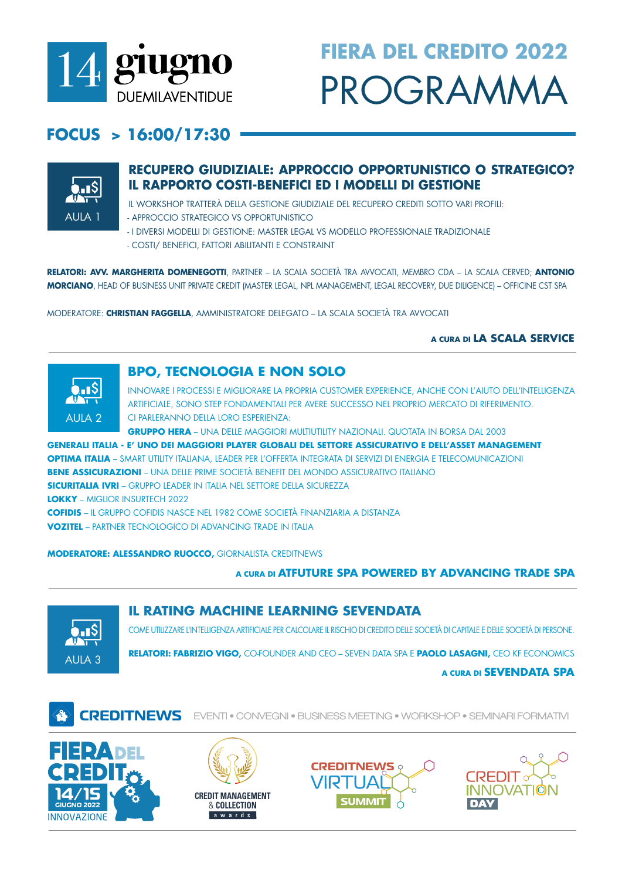# 14 giugno DUEMILAVENTIDUE

# FIERA DEL CREDITO 2022 PROGRAMMA

## FOCUS > 16:00/17:30

AULA 1

### RECUPERO GIUDIZIALE: APPROCCIO OPPORTUNISTICO O STRATEGICO? IL RAPPORTO COSTI-BENEFICI ED I MODELLI DI GESTIONE

IL WORKSHOP TRATTERÀ DELLA GESTIONE GIUDIZIALE DEL RECUPERO CREDITI SOTTO VARI PROFILI:

- APPROCCIO STRATEGICO VS OPPORTUNISTICO
- I DIVERSI MODELLI DI GESTIONE: MASTER LEGAL VS MODELLO PROFESSIONALE TRADIZIONALE
- COSTI/ BENEFICI, FATTORI ABILITANTI E CONSTRAINT

**RELATORI: AVV. MARGHERITA DOMENEGOTTI**, PARTNER – LA SCALA SOCIETÀ TRA AVVOCATI, MEMBRO CDA – LA SCALA CERVED; **ANTONIO MORCIANO**, HEAD OF BUSINESS UNIT PRIVATE CREDIT (MASTER LEGAL, NPL MANAGEMENT, LEGAL RECOVERY, DUE DILIGENCE) – OFFICINE CST SPA

MODERATORE: **CHRISTIAN FAGGELLA**, AMMINISTRATORE DELEGATO – LA SCALA SOCIETÀ TRA AVVOCATI

A CURA DI **LA SCALA SERVICE**

---

AULA 2

### BPO, TECNOLOGIA E NON SOLO

INNOVARE I PROCESSI E MIGLIORARE LA PROPRIA CUSTOMER EXPERIENCE, ANCHE CON L'AIUTO DELL'INTELLIGENZA ARTIFICIALE, SONO STEP FONDAMENTALI PER AVERE SUCCESSO NEL PROPRIO MERCATO DI RIFERIMENTO.
CI PARLERANNO DELLA LORO ESPERIENZA:

**GRUPPO HERA** – UNA DELLE MAGGIORI MULTIUTILITY NAZIONALI. QUOTATA IN BORSA DAL 2003
**GENERALI ITALIA - E' UNO DEI MAGGIORI PLAYER GLOBALI DEL SETTORE ASSICURATIVO E DELL'ASSET MANAGEMENT**
**OPTIMA ITALIA** – SMART UTILITY ITALIANA, LEADER PER L'OFFERTA INTEGRATA DI SERVIZI DI ENERGIA E TELECOMUNICAZIONI
**BENE ASSICURAZIONI** – UNA DELLE PRIME SOCIETÀ BENEFIT DEL MONDO ASSICURATIVO ITALIANO
**SICURITALIA IVRI** – GRUPPO LEADER IN ITALIA NEL SETTORE DELLA SICUREZZA
**LOKKY** – MIGLIOR INSURTECH 2022
**COFIDIS** – IL GRUPPO COFIDIS NASCE NEL 1982 COME SOCIETÀ FINANZIARIA A DISTANZA
**VOZITEL** – PARTNER TECNOLOGICO DI ADVANCING TRADE IN ITALIA

**MODERATORE: ALESSANDRO RUOCCO,** GIORNALISTA CREDITNEWS

A CURA DI **ATFUTURE SPA POWERED BY ADVANCING TRADE SPA**

---

AULA 3

### IL RATING MACHINE LEARNING SEVENDATA

COME UTILIZZARE L'INTELLIGENZA ARTIFICIALE PER CALCOLARE IL RISCHIO DI CREDITO DELLE SOCIETÀ DI CAPITALE E DELLE SOCIETÀ DI PERSONE.

**RELATORI: FABRIZIO VIGO,** CO-FOUNDER AND CEO – SEVEN DATA SPA E **PAOLO LASAGNI,** CEO KF ECONOMICS

A CURA DI **SEVENDATA SPA**

---

**CREDITNEWS** EVENTI • CONVEGNI • BUSINESS MEETING • WORKSHOP • SEMINARI FORMATIVI

FIERA DEL CREDITO 14/15 GIUGNO 2022 INNOVAZIONE — CREDIT MANAGEMENT & COLLECTION awards — CREDITNEWS VIRTUAL SUMMIT — CREDIT INNOVATION DAY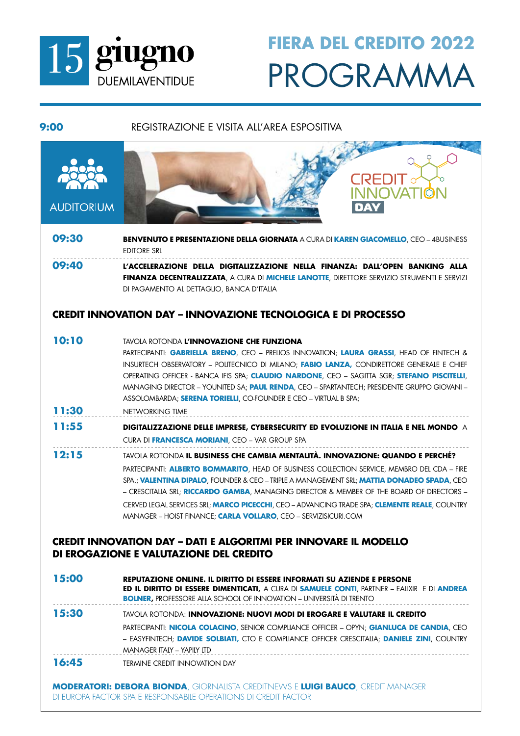# 15 giugno DUEMILAVENTIDUE

## FIERA DEL CREDITO 2022
# PROGRAMMA

**9:00** REGISTRAZIONE E VISITA ALL'AREA ESPOSITIVA

## AUDITORIUM

CREDIT INNOVATION DAY

**09:30** **BENVENUTO E PRESENTAZIONE DELLA GIORNATA** A CURA DI **KAREN GIACOMELLO**, CEO – 4BUSINESS EDITORE SRL

**09:40** **L'ACCELERAZIONE DELLA DIGITALIZZAZIONE NELLA FINANZA: DALL'OPEN BANKING ALLA FINANZA DECENTRALIZZATA**, A CURA DI **MICHELE LANOTTE**, DIRETTORE SERVIZIO STRUMENTI E SERVIZI DI PAGAMENTO AL DETTAGLIO, BANCA D'ITALIA

### CREDIT INNOVATION DAY – INNOVAZIONE TECNOLOGICA E DI PROCESSO

**10:10** TAVOLA ROTONDA **L'INNOVAZIONE CHE FUNZIONA**
PARTECIPANTI: **GABRIELLA BRENO**, CEO – PRELIOS INNOVATION; **LAURA GRASSI**, HEAD OF FINTECH & INSURTECH OBSERVATORY – POLITECNICO DI MILANO; **FABIO LANZA,** CONDIRETTORE GENERALE E CHIEF OPERATING OFFICER - BANCA IFIS SPA; **CLAUDIO NARDONE**, CEO – SAGITTA SGR; **STEFANO PISCITELLI**, MANAGING DIRECTOR – YOUNITED SA; **PAUL RENDA**, CEO – SPARTANTECH; PRESIDENTE GRUPPO GIOVANI – ASSOLOMBARDA; **SERENA TORIELLI**, CO-FOUNDER E CEO – VIRTUAL B SPA;

**11:30** NETWORKING TIME

**11:55** **DIGITALIZZAZIONE DELLE IMPRESE, CYBERSECURITY ED EVOLUZIONE IN ITALIA E NEL MONDO** A CURA DI **FRANCESCA MORIANI**, CEO – VAR GROUP SPA

**12:15** TAVOLA ROTONDA **IL BUSINESS CHE CAMBIA MENTALITÀ. INNOVAZIONE: QUANDO E PERCHÉ?**
PARTECIPANTI: **ALBERTO BOMMARITO**, HEAD OF BUSINESS COLLECTION SERVICE, MEMBRO DEL CDA – FIRE SPA.; **VALENTINA DIPALO**, FOUNDER & CEO – TRIPLE A MANAGEMENT SRL; **MATTIA DONADEO SPADA**, CEO – CRESCITALIA SRL; **RICCARDO GAMBA**, MANAGING DIRECTOR & MEMBER OF THE BOARD OF DIRECTORS – CERVED LEGAL SERVICES SRL; **MARCO PICECCHI**, CEO – ADVANCING TRADE SPA; **CLEMENTE REALE**, COUNTRY MANAGER – HOIST FINANCE; **CARLA VOLLARO**, CEO – SERVIZISICURI.COM

### CREDIT INNOVATION DAY – DATI E ALGORITMI PER INNOVARE IL MODELLO DI EROGAZIONE E VALUTAZIONE DEL CREDITO

**15:00** **REPUTAZIONE ONLINE. IL DIRITTO DI ESSERE INFORMATI SU AZIENDE E PERSONE ED IL DIRITTO DI ESSERE DIMENTICATI,** A CURA DI **SAMUELE CONTI**, PARTNER – EALIXIR E DI **ANDREA BOLNER,** PROFESSORE ALLA SCHOOL OF INNOVATION – UNIVERSITÀ DI TRENTO

**15:30** TAVOLA ROTONDA: **INNOVAZIONE: NUOVI MODI DI EROGARE E VALUTARE IL CREDITO**
PARTECIPANTI: **NICOLA COLACINO**, SENIOR COMPLIANCE OFFICER – OPYN; **GIANLUCA DE CANDIA**, CEO – EASYFINTECH; **DAVIDE SOLBIATI,** CTO E COMPLIANCE OFFICER CRESCITALIA; **DANIELE ZINI**, COUNTRY MANAGER ITALY – YAPILY LTD

**16:45** TERMINE CREDIT INNOVATION DAY

**MODERATORI: DEBORA BIONDA**, GIORNALISTA CREDITNEWS E **LUIGI BAUCO**, CREDIT MANAGER DI EUROPA FACTOR SPA E RESPONSABILE OPERATIONS DI CREDIT FACTOR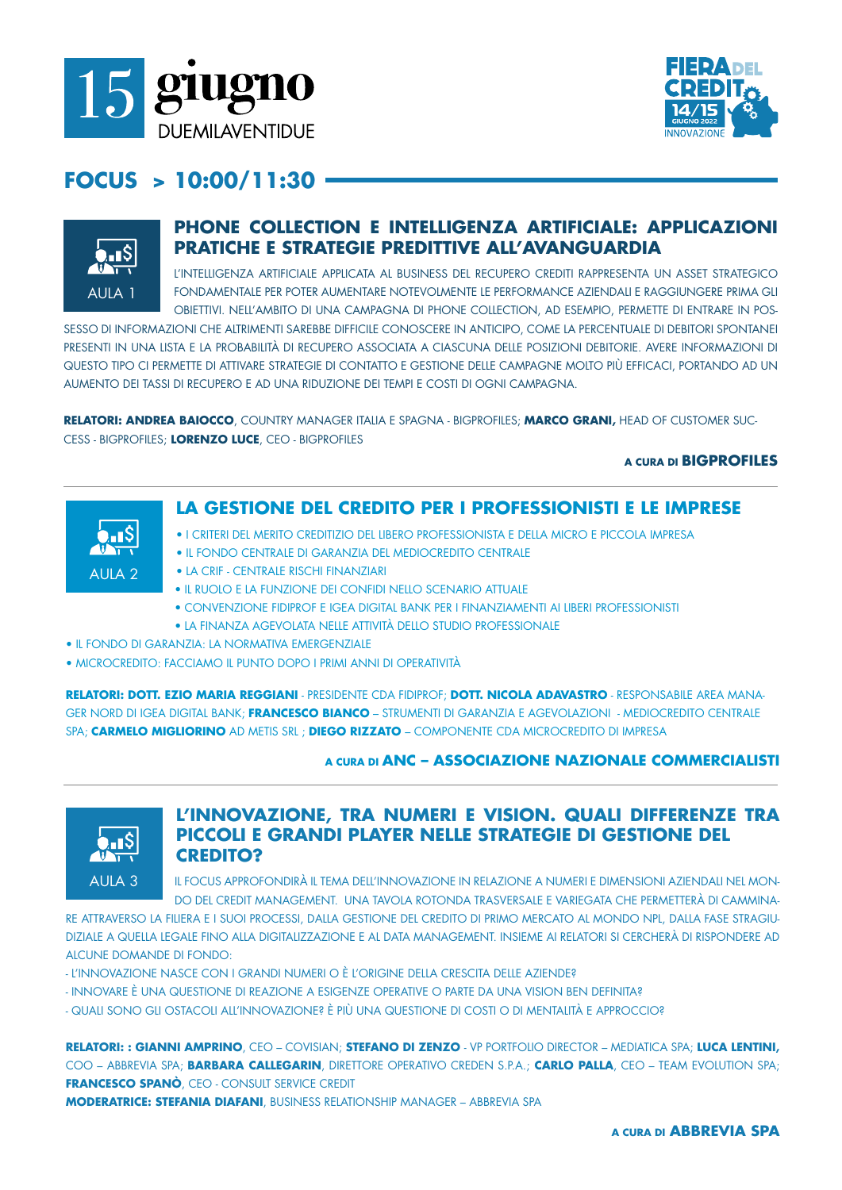# 15 giugno DUEMILAVENTIDUE

FIERA DEL CREDITO 14/15 GIUGNO 2022 INNOVAZIONE

## FOCUS > 10:00/11:30

AULA 1

### PHONE COLLECTION E INTELLIGENZA ARTIFICIALE: APPLICAZIONI PRATICHE E STRATEGIE PREDITTIVE ALL'AVANGUARDIA

L'INTELLIGENZA ARTIFICIALE APPLICATA AL BUSINESS DEL RECUPERO CREDITI RAPPRESENTA UN ASSET STRATEGICO FONDAMENTALE PER POTER AUMENTARE NOTEVOLMENTE LE PERFORMANCE AZIENDALI E RAGGIUNGERE PRIMA GLI OBIETTIVI. NELL'AMBITO DI UNA CAMPAGNA DI PHONE COLLECTION, AD ESEMPIO, PERMETTE DI ENTRARE IN POSSESSO DI INFORMAZIONI CHE ALTRIMENTI SAREBBE DIFFICILE CONOSCERE IN ANTICIPO, COME LA PERCENTUALE DI DEBITORI SPONTANEI PRESENTI IN UNA LISTA E LA PROBABILITÀ DI RECUPERO ASSOCIATA A CIASCUNA DELLE POSIZIONI DEBITORIE. AVERE INFORMAZIONI DI QUESTO TIPO CI PERMETTE DI ATTIVARE STRATEGIE DI CONTATTO E GESTIONE DELLE CAMPAGNE MOLTO PIÙ EFFICACI, PORTANDO AD UN AUMENTO DEI TASSI DI RECUPERO E AD UNA RIDUZIONE DEI TEMPI E COSTI DI OGNI CAMPAGNA.

**RELATORI: ANDREA BAIOCCO**, COUNTRY MANAGER ITALIA E SPAGNA - BIGPROFILES; **MARCO GRANI,** HEAD OF CUSTOMER SUCCESS - BIGPROFILES; **LORENZO LUCE**, CEO - BIGPROFILES

A CURA DI **BIGPROFILES**

---

AULA 2

### LA GESTIONE DEL CREDITO PER I PROFESSIONISTI E LE IMPRESE

- I CRITERI DEL MERITO CREDITIZIO DEL LIBERO PROFESSIONISTA E DELLA MICRO E PICCOLA IMPRESA
- IL FONDO CENTRALE DI GARANZIA DEL MEDIOCREDITO CENTRALE
- LA CRIF - CENTRALE RISCHI FINANZIARI
- IL RUOLO E LA FUNZIONE DEI CONFIDI NELLO SCENARIO ATTUALE
- CONVENZIONE FIDIPROF E IGEA DIGITAL BANK PER I FINANZIAMENTI AI LIBERI PROFESSIONISTI
- LA FINANZA AGEVOLATA NELLE ATTIVITÀ DELLO STUDIO PROFESSIONALE
- IL FONDO DI GARANZIA: LA NORMATIVA EMERGENZIALE
- MICROCREDITO: FACCIAMO IL PUNTO DOPO I PRIMI ANNI DI OPERATIVITÀ

**RELATORI: DOTT. EZIO MARIA REGGIANI** - PRESIDENTE CDA FIDIPROF; **DOTT. NICOLA ADAVASTRO** - RESPONSABILE AREA MANAGER NORD DI IGEA DIGITAL BANK; **FRANCESCO BIANCO** – STRUMENTI DI GARANZIA E AGEVOLAZIONI - MEDIOCREDITO CENTRALE SPA; **CARMELO MIGLIORINO** AD METIS SRL ; **DIEGO RIZZATO** – COMPONENTE CDA MICROCREDITO DI IMPRESA

A CURA DI **ANC – ASSOCIAZIONE NAZIONALE COMMERCIALISTI**

---

AULA 3

### L'INNOVAZIONE, TRA NUMERI E VISION. QUALI DIFFERENZE TRA PICCOLI E GRANDI PLAYER NELLE STRATEGIE DI GESTIONE DEL CREDITO?

IL FOCUS APPROFONDIRÀ IL TEMA DELL'INNOVAZIONE IN RELAZIONE A NUMERI E DIMENSIONI AZIENDALI NEL MONDO DEL CREDIT MANAGEMENT. UNA TAVOLA ROTONDA TRASVERSALE E VARIEGATA CHE PERMETTERÀ DI CAMMINARE ATTRAVERSO LA FILIERA E I SUOI PROCESSI, DALLA GESTIONE DEL CREDITO DI PRIMO MERCATO AL MONDO NPL, DALLA FASE STRAGIUDIZIALE A QUELLA LEGALE FINO ALLA DIGITALIZZAZIONE E AL DATA MANAGEMENT. INSIEME AI RELATORI SI CERCHERÀ DI RISPONDERE AD ALCUNE DOMANDE DI FONDO:

- L'INNOVAZIONE NASCE CON I GRANDI NUMERI O È L'ORIGINE DELLA CRESCITA DELLE AZIENDE?
- INNOVARE È UNA QUESTIONE DI REAZIONE A ESIGENZE OPERATIVE O PARTE DA UNA VISION BEN DEFINITA?
- QUALI SONO GLI OSTACOLI ALL'INNOVAZIONE? È PIÙ UNA QUESTIONE DI COSTI O DI MENTALITÀ E APPROCCIO?

**RELATORI: : GIANNI AMPRINO**, CEO – COVISIAN; **STEFANO DI ZENZO** - VP PORTFOLIO DIRECTOR – MEDIATICA SPA; **LUCA LENTINI,** COO – ABBREVIA SPA; **BARBARA CALLEGARIN**, DIRETTORE OPERATIVO CREDEN S.P.A.; **CARLO PALLA**, CEO – TEAM EVOLUTION SPA; **FRANCESCO SPANÒ**, CEO - CONSULT SERVICE CREDIT
**MODERATRICE: STEFANIA DIAFANI**, BUSINESS RELATIONSHIP MANAGER – ABBREVIA SPA

A CURA DI **ABBREVIA SPA**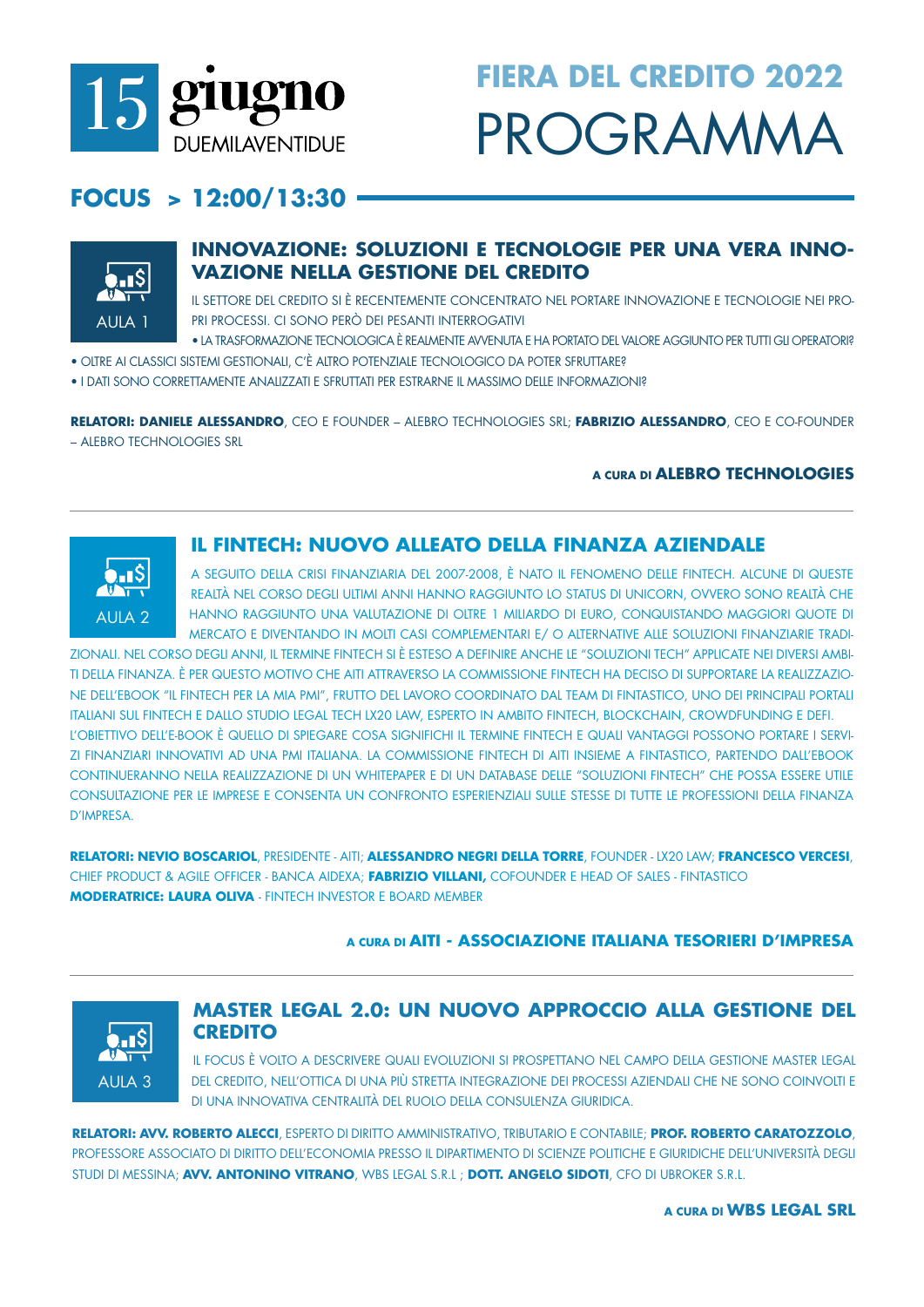15 giugno DUEMILAVENTIDUE

# FIERA DEL CREDITO 2022 PROGRAMMA

## FOCUS > 12:00/13:30

AULA 1

### INNOVAZIONE: SOLUZIONI E TECNOLOGIE PER UNA VERA INNOVAZIONE NELLA GESTIONE DEL CREDITO

IL SETTORE DEL CREDITO SI È RECENTEMENTE CONCENTRATO NEL PORTARE INNOVAZIONE E TECNOLOGIE NEI PROPRI PROCESSI. CI SONO PERÒ DEI PESANTI INTERROGATIVI

- LA TRASFORMAZIONE TECNOLOGICA È REALMENTE AVVENUTA E HA PORTATO DEL VALORE AGGIUNTO PER TUTTI GLI OPERATORI?
- OLTRE AI CLASSICI SISTEMI GESTIONALI, C'È ALTRO POTENZIALE TECNOLOGICO DA POTER SFRUTTARE?
- I DATI SONO CORRETTAMENTE ANALIZZATI E SFRUTTATI PER ESTRARNE IL MASSIMO DELLE INFORMAZIONI?

**RELATORI: DANIELE ALESSANDRO**, CEO E FOUNDER – ALEBRO TECHNOLOGIES SRL; **FABRIZIO ALESSANDRO**, CEO E CO-FOUNDER – ALEBRO TECHNOLOGIES SRL

**A CURA DI ALEBRO TECHNOLOGIES**

---

AULA 2

### IL FINTECH: NUOVO ALLEATO DELLA FINANZA AZIENDALE

A SEGUITO DELLA CRISI FINANZIARIA DEL 2007-2008, È NATO IL FENOMENO DELLE FINTECH. ALCUNE DI QUESTE REALTÀ NEL CORSO DEGLI ULTIMI ANNI HANNO RAGGIUNTO LO STATUS DI UNICORN, OVVERO SONO REALTÀ CHE HANNO RAGGIUNTO UNA VALUTAZIONE DI OLTRE 1 MILIARDO DI EURO, CONQUISTANDO MAGGIORI QUOTE DI MERCATO E DIVENTANDO IN MOLTI CASI COMPLEMENTARI E/ O ALTERNATIVE ALLE SOLUZIONI FINANZIARIE TRADIZIONALI. NEL CORSO DEGLI ANNI, IL TERMINE FINTECH SI È ESTESO A DEFINIRE ANCHE LE "SOLUZIONI TECH" APPLICATE NEI DIVERSI AMBITI DELLA FINANZA. È PER QUESTO MOTIVO CHE AITI ATTRAVERSO LA COMMISSIONE FINTECH HA DECISO DI SUPPORTARE LA REALIZZAZIONE DELL'EBOOK "IL FINTECH PER LA MIA PMI", FRUTTO DEL LAVORO COORDINATO DAL TEAM DI FINTASTICO, UNO DEI PRINCIPALI PORTALI ITALIANI SUL FINTECH E DALLO STUDIO LEGAL TECH LX20 LAW, ESPERTO IN AMBITO FINTECH, BLOCKCHAIN, CROWDFUNDING E DEFI. L'OBIETTIVO DELL'E-BOOK È QUELLO DI SPIEGARE COSA SIGNIFICHI IL TERMINE FINTECH E QUALI VANTAGGI POSSONO PORTARE I SERVIZI FINANZIARI INNOVATIVI AD UNA PMI ITALIANA. LA COMMISSIONE FINTECH DI AITI INSIEME A FINTASTICO, PARTENDO DALL'EBOOK CONTINUERANNO NELLA REALIZZAZIONE DI UN WHITEPAPER E DI UN DATABASE DELLE "SOLUZIONI FINTECH" CHE POSSA ESSERE UTILE CONSULTAZIONE PER LE IMPRESE E CONSENTA UN CONFRONTO ESPERIENZIALI SULLE STESSE DI TUTTE LE PROFESSIONI DELLA FINANZA D'IMPRESA.

**RELATORI: NEVIO BOSCARIOL**, PRESIDENTE - AITI; **ALESSANDRO NEGRI DELLA TORRE**, FOUNDER - LX20 LAW; **FRANCESCO VERCESI**, CHIEF PRODUCT & AGILE OFFICER - BANCA AIDEXA; **FABRIZIO VILLANI,** COFOUNDER E HEAD OF SALES - FINTASTICO
**MODERATRICE: LAURA OLIVA** - FINTECH INVESTOR E BOARD MEMBER

**A CURA DI AITI - ASSOCIAZIONE ITALIANA TESORIERI D'IMPRESA**

---

AULA 3

### MASTER LEGAL 2.0: UN NUOVO APPROCCIO ALLA GESTIONE DEL CREDITO

IL FOCUS È VOLTO A DESCRIVERE QUALI EVOLUZIONI SI PROSPETTANO NEL CAMPO DELLA GESTIONE MASTER LEGAL DEL CREDITO, NELL'OTTICA DI UNA PIÙ STRETTA INTEGRAZIONE DEI PROCESSI AZIENDALI CHE NE SONO COINVOLTI E DI UNA INNOVATIVA CENTRALITÀ DEL RUOLO DELLA CONSULENZA GIURIDICA.

**RELATORI: AVV. ROBERTO ALECCI**, ESPERTO DI DIRITTO AMMINISTRATIVO, TRIBUTARIO E CONTABILE; **PROF. ROBERTO CARATOZZOLO**, PROFESSORE ASSOCIATO DI DIRITTO DELL'ECONOMIA PRESSO IL DIPARTIMENTO DI SCIENZE POLITICHE E GIURIDICHE DELL'UNIVERSITÀ DEGLI STUDI DI MESSINA; **AVV. ANTONINO VITRANO**, WBS LEGAL S.R.L ; **DOTT. ANGELO SIDOTI**, CFO DI UBROKER S.R.L.

**A CURA DI WBS LEGAL SRL**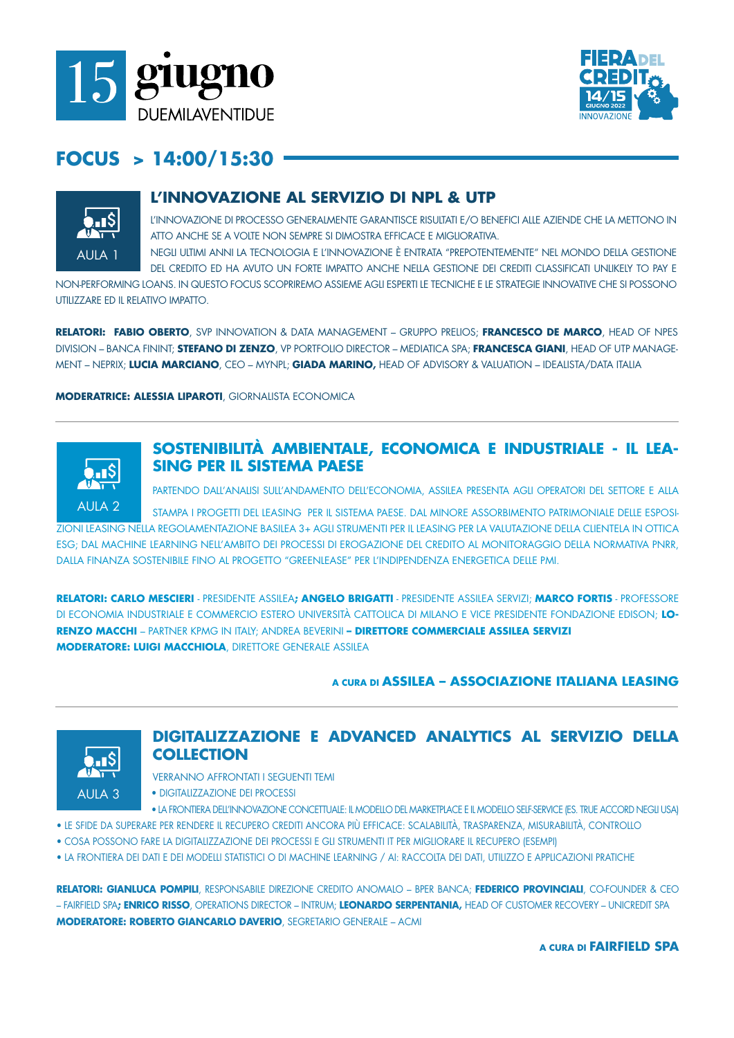# 15 giugno DUEMILAVENTIDUE

## FOCUS > 14:00/15:30

### AULA 1

### L'INNOVAZIONE AL SERVIZIO DI NPL & UTP

L'INNOVAZIONE DI PROCESSO GENERALMENTE GARANTISCE RISULTATI E/O BENEFICI ALLE AZIENDE CHE LA METTONO IN ATTO ANCHE SE A VOLTE NON SEMPRE SI DIMOSTRA EFFICACE E MIGLIORATIVA.
NEGLI ULTIMI ANNI LA TECNOLOGIA E L'INNOVAZIONE È ENTRATA "PREPOTENTEMENTE" NEL MONDO DELLA GESTIONE DEL CREDITO ED HA AVUTO UN FORTE IMPATTO ANCHE NELLA GESTIONE DEI CREDITI CLASSIFICATI UNLIKELY TO PAY E NON-PERFORMING LOANS. IN QUESTO FOCUS SCOPRIREMO ASSIEME AGLI ESPERTI LE TECNICHE E LE STRATEGIE INNOVATIVE CHE SI POSSONO UTILIZZARE ED IL RELATIVO IMPATTO.

**RELATORI: FABIO OBERTO**, SVP INNOVATION & DATA MANAGEMENT – GRUPPO PRELIOS; **FRANCESCO DE MARCO**, HEAD OF NPES DIVISION – BANCA FININT; **STEFANO DI ZENZO**, VP PORTFOLIO DIRECTOR – MEDIATICA SPA; **FRANCESCA GIANI**, HEAD OF UTP MANAGEMENT – NEPRIX; **LUCIA MARCIANO**, CEO – MYNPL; **GIADA MARINO,** HEAD OF ADVISORY & VALUATION – IDEALISTA/DATA ITALIA

**MODERATRICE: ALESSIA LIPAROTI**, GIORNALISTA ECONOMICA

---

### AULA 2

### SOSTENIBILITÀ AMBIENTALE, ECONOMICA E INDUSTRIALE - IL LEASING PER IL SISTEMA PAESE

PARTENDO DALL'ANALISI SULL'ANDAMENTO DELL'ECONOMIA, ASSILEA PRESENTA AGLI OPERATORI DEL SETTORE E ALLA STAMPA I PROGETTI DEL LEASING PER IL SISTEMA PAESE. DAL MINORE ASSORBIMENTO PATRIMONIALE DELLE ESPOSIZIONI LEASING NELLA REGOLAMENTAZIONE BASILEA 3+ AGLI STRUMENTI PER IL LEASING PER LA VALUTAZIONE DELLA CLIENTELA IN OTTICA ESG; DAL MACHINE LEARNING NELL'AMBITO DEI PROCESSI DI EROGAZIONE DEL CREDITO AL MONITORAGGIO DELLA NORMATIVA PNRR, DALLA FINANZA SOSTENIBILE FINO AL PROGETTO "GREENLEASE" PER L'INDIPENDENZA ENERGETICA DELLE PMI.

**RELATORI: CARLO MESCIERI** - PRESIDENTE ASSILEA**; ANGELO BRIGATTI** - PRESIDENTE ASSILEA SERVIZI; **MARCO FORTIS** - PROFESSORE DI ECONOMIA INDUSTRIALE E COMMERCIO ESTERO UNIVERSITÀ CATTOLICA DI MILANO E VICE PRESIDENTE FONDAZIONE EDISON; **LORENZO MACCHI** – PARTNER KPMG IN ITALY; ANDREA BEVERINI **– DIRETTORE COMMERCIALE ASSILEA SERVIZI**
**MODERATORE: LUIGI MACCHIOLA**, DIRETTORE GENERALE ASSILEA

**A CURA DI ASSILEA – ASSOCIAZIONE ITALIANA LEASING**

---

### AULA 3

### DIGITALIZZAZIONE E ADVANCED ANALYTICS AL SERVIZIO DELLA COLLECTION

VERRANNO AFFRONTATI I SEGUENTI TEMI

- DIGITALIZZAZIONE DEI PROCESSI
- LA FRONTIERA DELL'INNOVAZIONE CONCETTUALE: IL MODELLO DEL MARKETPLACE E IL MODELLO SELF-SERVICE (ES. TRUE ACCORD NEGLI USA)
- LE SFIDE DA SUPERARE PER RENDERE IL RECUPERO CREDITI ANCORA PIÙ EFFICACE: SCALABILITÀ, TRASPARENZA, MISURABILITÀ, CONTROLLO
- COSA POSSONO FARE LA DIGITALIZZAZIONE DEI PROCESSI E GLI STRUMENTI IT PER MIGLIORARE IL RECUPERO (ESEMPI)
- LA FRONTIERA DEI DATI E DEI MODELLI STATISTICI O DI MACHINE LEARNING / AI: RACCOLTA DEI DATI, UTILIZZO E APPLICAZIONI PRATICHE

**RELATORI: GIANLUCA POMPILI**, RESPONSABILE DIREZIONE CREDITO ANOMALO – BPER BANCA; **FEDERICO PROVINCIALI**, CO-FOUNDER & CEO – FAIRFIELD SPA**; ENRICO RISSO**, OPERATIONS DIRECTOR – INTRUM; **LEONARDO SERPENTANIA,** HEAD OF CUSTOMER RECOVERY – UNICREDIT SPA
**MODERATORE: ROBERTO GIANCARLO DAVERIO**, SEGRETARIO GENERALE – ACMI

**A CURA DI FAIRFIELD SPA**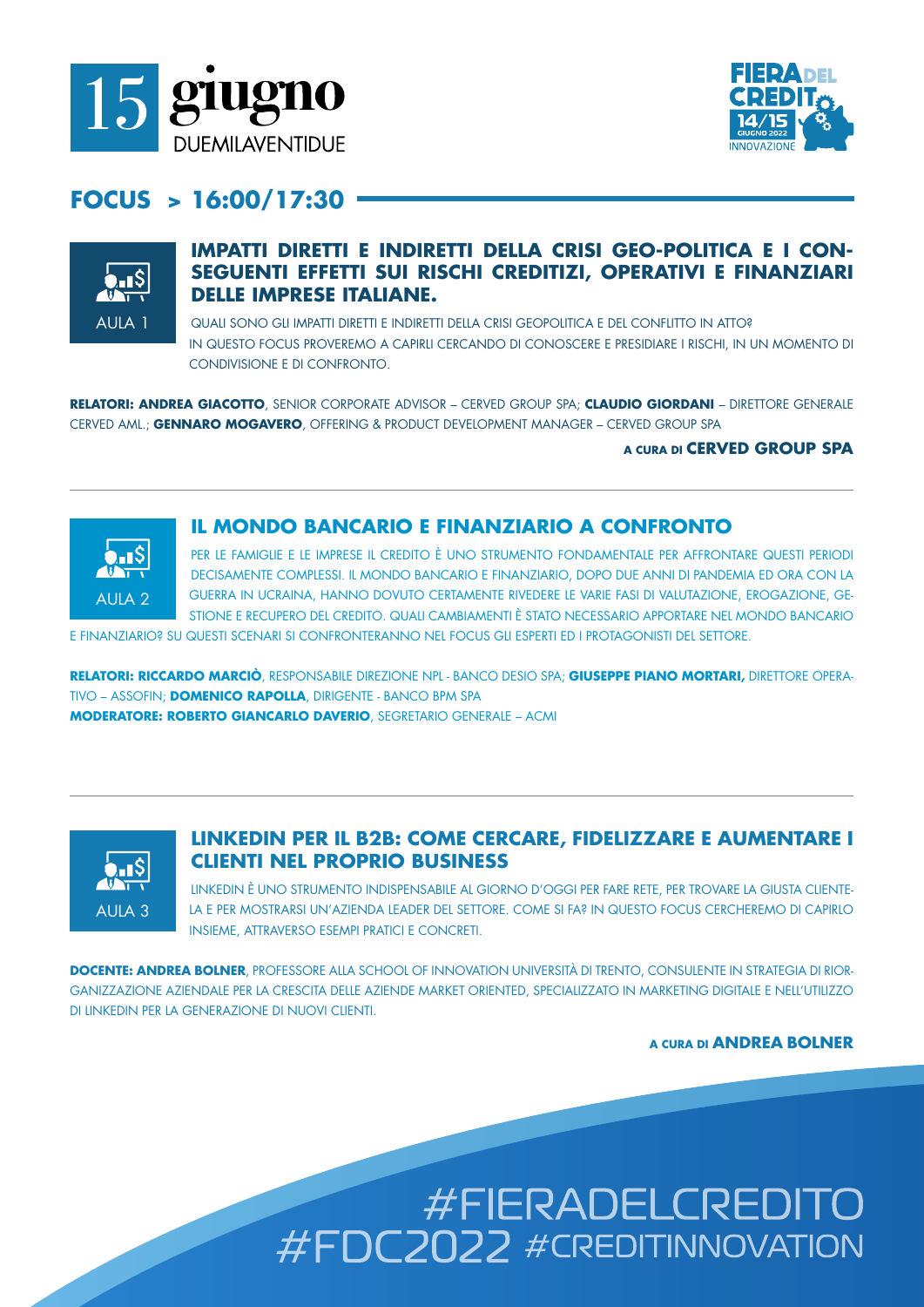15 giugno DUEMILAVENTIDUE

FIERA DEL CREDIT 14/15 GIUGNO 2022 INNOVAZIONE

## FOCUS > 16:00/17:30

AULA 1

### IMPATTI DIRETTI E INDIRETTI DELLA CRISI GEO-POLITICA E I CONSEGUENTI EFFETTI SUI RISCHI CREDITIZI, OPERATIVI E FINANZIARI DELLE IMPRESE ITALIANE.

QUALI SONO GLI IMPATTI DIRETTI E INDIRETTI DELLA CRISI GEOPOLITICA E DEL CONFLITTO IN ATTO? IN QUESTO FOCUS PROVEREMO A CAPIRLI CERCANDO DI CONOSCERE E PRESIDIARE I RISCHI, IN UN MOMENTO DI CONDIVISIONE E DI CONFRONTO.

**RELATORI: ANDREA GIACOTTO**, SENIOR CORPORATE ADVISOR – CERVED GROUP SPA; **CLAUDIO GIORDANI** – DIRETTORE GENERALE CERVED AML.; **GENNARO MOGAVERO**, OFFERING & PRODUCT DEVELOPMENT MANAGER – CERVED GROUP SPA

**A CURA DI CERVED GROUP SPA**

---

AULA 2

### IL MONDO BANCARIO E FINANZIARIO A CONFRONTO

PER LE FAMIGLIE E LE IMPRESE IL CREDITO È UNO STRUMENTO FONDAMENTALE PER AFFRONTARE QUESTI PERIODI DECISAMENTE COMPLESSI. IL MONDO BANCARIO E FINANZIARIO, DOPO DUE ANNI DI PANDEMIA ED ORA CON LA GUERRA IN UCRAINA, HANNO DOVUTO CERTAMENTE RIVEDERE LE VARIE FASI DI VALUTAZIONE, EROGAZIONE, GESTIONE E RECUPERO DEL CREDITO. QUALI CAMBIAMENTI È STATO NECESSARIO APPORTARE NEL MONDO BANCARIO E FINANZIARIO? SU QUESTI SCENARI SI CONFRONTERANNO NEL FOCUS GLI ESPERTI ED I PROTAGONISTI DEL SETTORE.

**RELATORI: RICCARDO MARCIÒ**, RESPONSABILE DIREZIONE NPL - BANCO DESIO SPA; **GIUSEPPE PIANO MORTARI,** DIRETTORE OPERATIVO – ASSOFIN; **DOMENICO RAPOLLA**, DIRIGENTE - BANCO BPM SPA
**MODERATORE: ROBERTO GIANCARLO DAVERIO**, SEGRETARIO GENERALE – ACMI

---

AULA 3

### LINKEDIN PER IL B2B: COME CERCARE, FIDELIZZARE E AUMENTARE I CLIENTI NEL PROPRIO BUSINESS

LINKEDIN È UNO STRUMENTO INDISPENSABILE AL GIORNO D'OGGI PER FARE RETE, PER TROVARE LA GIUSTA CLIENTELA E PER MOSTRARSI UN'AZIENDA LEADER DEL SETTORE. COME SI FA? IN QUESTO FOCUS CERCHEREMO DI CAPIRLO INSIEME, ATTRAVERSO ESEMPI PRATICI E CONCRETI.

**DOCENTE: ANDREA BOLNER**, PROFESSORE ALLA SCHOOL OF INNOVATION UNIVERSITÀ DI TRENTO, CONSULENTE IN STRATEGIA DI RIORGANIZZAZIONE AZIENDALE PER LA CRESCITA DELLE AZIENDE MARKET ORIENTED, SPECIALIZZATO IN MARKETING DIGITALE E NELL'UTILIZZO DI LINKEDIN PER LA GENERAZIONE DI NUOVI CLIENTI.

**A CURA DI ANDREA BOLNER**

#FIERADELCREDITO
#FDC2022 #CREDITINNOVATION